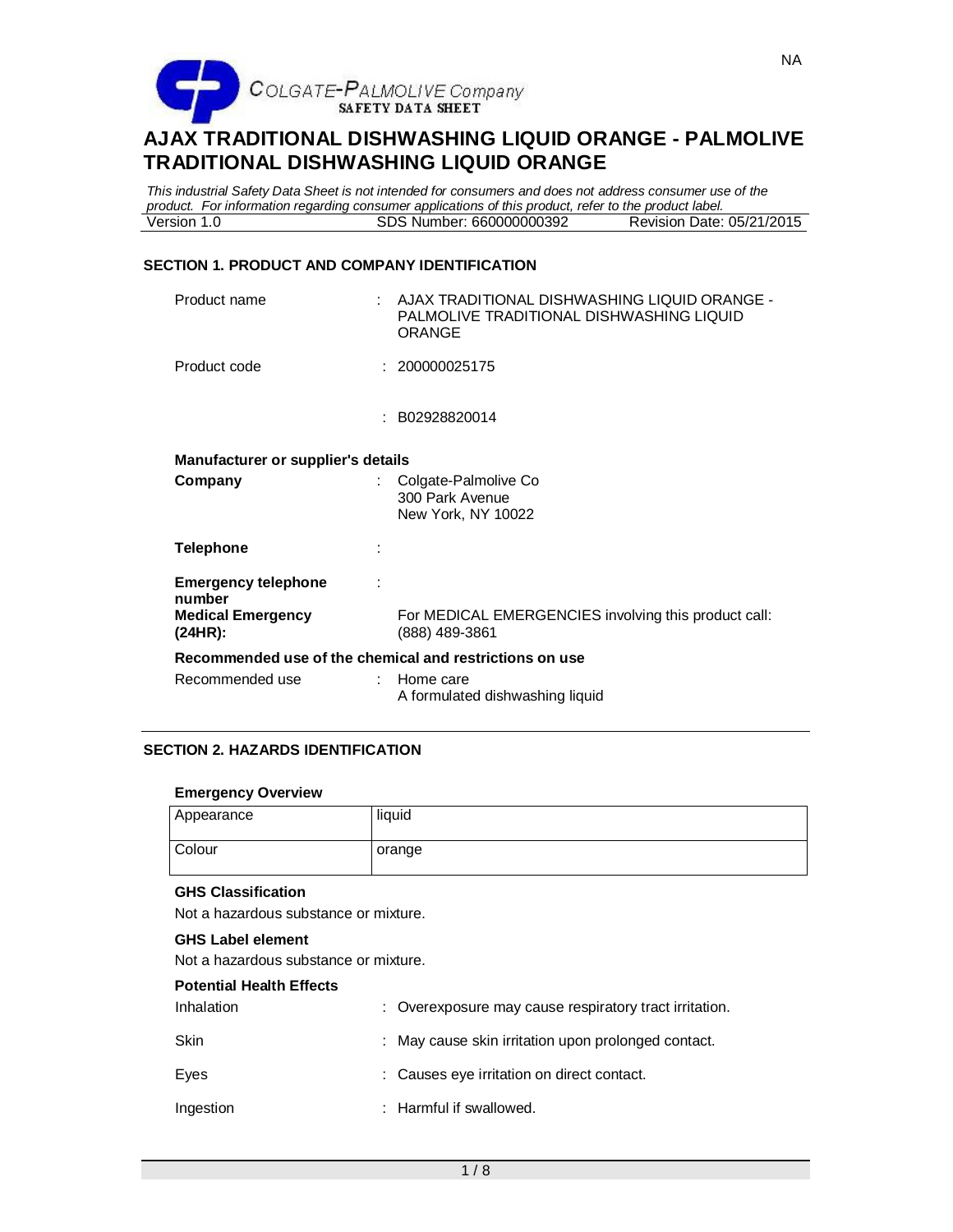NA

COLGATE-PALMOLIVE Company
SAFETY DATA SHEET

# AJAX TRADITIONAL DISHWASHING LIQUID ORANGE - PALMOLIVE TRADITIONAL DISHWASHING LIQUID ORANGE

*This industrial Safety Data Sheet is not intended for consumers and does not address consumer use of the product. For information regarding consumer applications of this product, refer to the product label.*

| Version 1.0 | SDS Number: 660000000392 | Revision Date: 05/21/2015 |
|---|---|---|

## SECTION 1. PRODUCT AND COMPANY IDENTIFICATION

Product name : AJAX TRADITIONAL DISHWASHING LIQUID ORANGE - PALMOLIVE TRADITIONAL DISHWASHING LIQUID ORANGE

Product code : 200000025175

: B02928820014

**Manufacturer or supplier's details**

**Company** : Colgate-Palmolive Co
300 Park Avenue
New York, NY 10022

**Telephone** :

**Emergency telephone number** :

**Medical Emergency (24HR):** For MEDICAL EMERGENCIES involving this product call: (888) 489-3861

**Recommended use of the chemical and restrictions on use**

Recommended use : Home care
A formulated dishwashing liquid

## SECTION 2. HAZARDS IDENTIFICATION

**Emergency Overview**

| Appearance | liquid |
|---|---|
| Colour | orange |

**GHS Classification**

Not a hazardous substance or mixture.

**GHS Label element**

Not a hazardous substance or mixture.

**Potential Health Effects**

Inhalation : Overexposure may cause respiratory tract irritation.

Skin : May cause skin irritation upon prolonged contact.

Eyes : Causes eye irritation on direct contact.

Ingestion : Harmful if swallowed.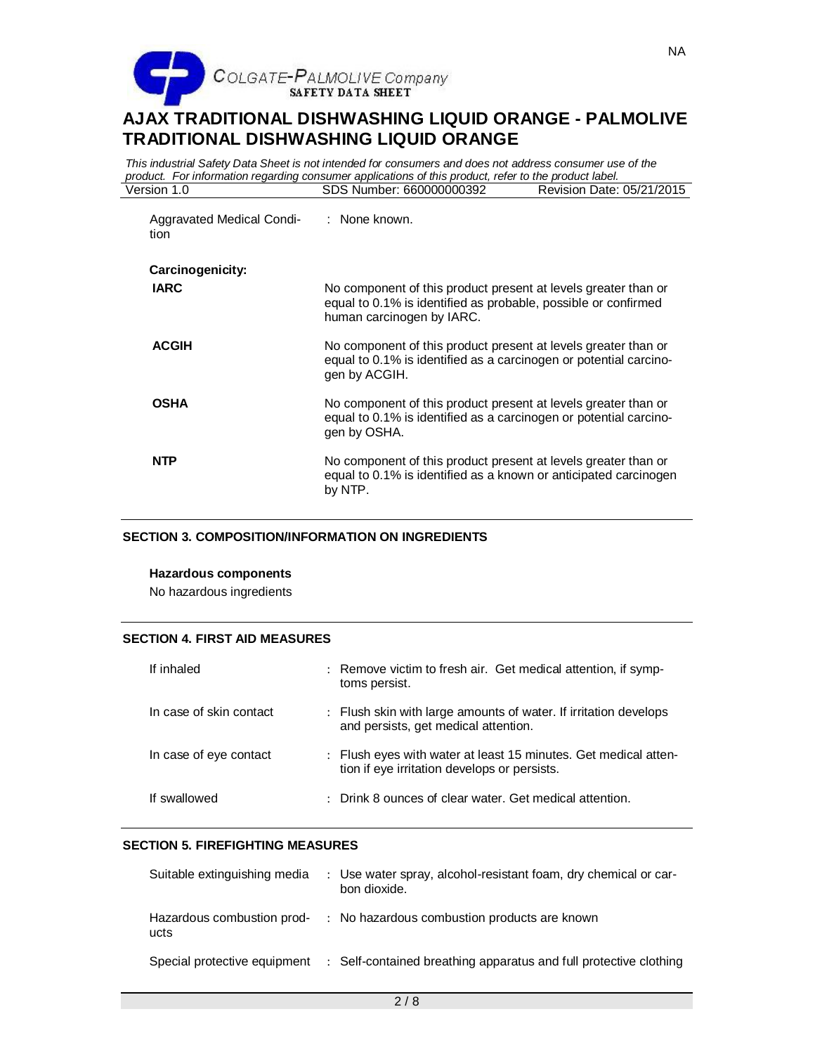Aggravated Medical Condition : None known.

**Carcinogenicity:**

| | |
|---|---|
| **IARC** | No component of this product present at levels greater than or equal to 0.1% is identified as probable, possible or confirmed human carcinogen by IARC. |
| **ACGIH** | No component of this product present at levels greater than or equal to 0.1% is identified as a carcinogen or potential carcinogen by ACGIH. |
| **OSHA** | No component of this product present at levels greater than or equal to 0.1% is identified as a carcinogen or potential carcinogen by OSHA. |
| **NTP** | No component of this product present at levels greater than or equal to 0.1% is identified as a known or anticipated carcinogen by NTP. |

## SECTION 3. COMPOSITION/INFORMATION ON INGREDIENTS

**Hazardous components**

No hazardous ingredients

## SECTION 4. FIRST AID MEASURES

| | |
|---|---|
| If inhaled | : Remove victim to fresh air. Get medical attention, if symptoms persist. |
| In case of skin contact | : Flush skin with large amounts of water. If irritation develops and persists, get medical attention. |
| In case of eye contact | : Flush eyes with water at least 15 minutes. Get medical attention if eye irritation develops or persists. |
| If swallowed | : Drink 8 ounces of clear water. Get medical attention. |

## SECTION 5. FIREFIGHTING MEASURES

| | |
|---|---|
| Suitable extinguishing media | : Use water spray, alcohol-resistant foam, dry chemical or carbon dioxide. |
| Hazardous combustion products | : No hazardous combustion products are known |
| Special protective equipment | : Self-contained breathing apparatus and full protective clothing |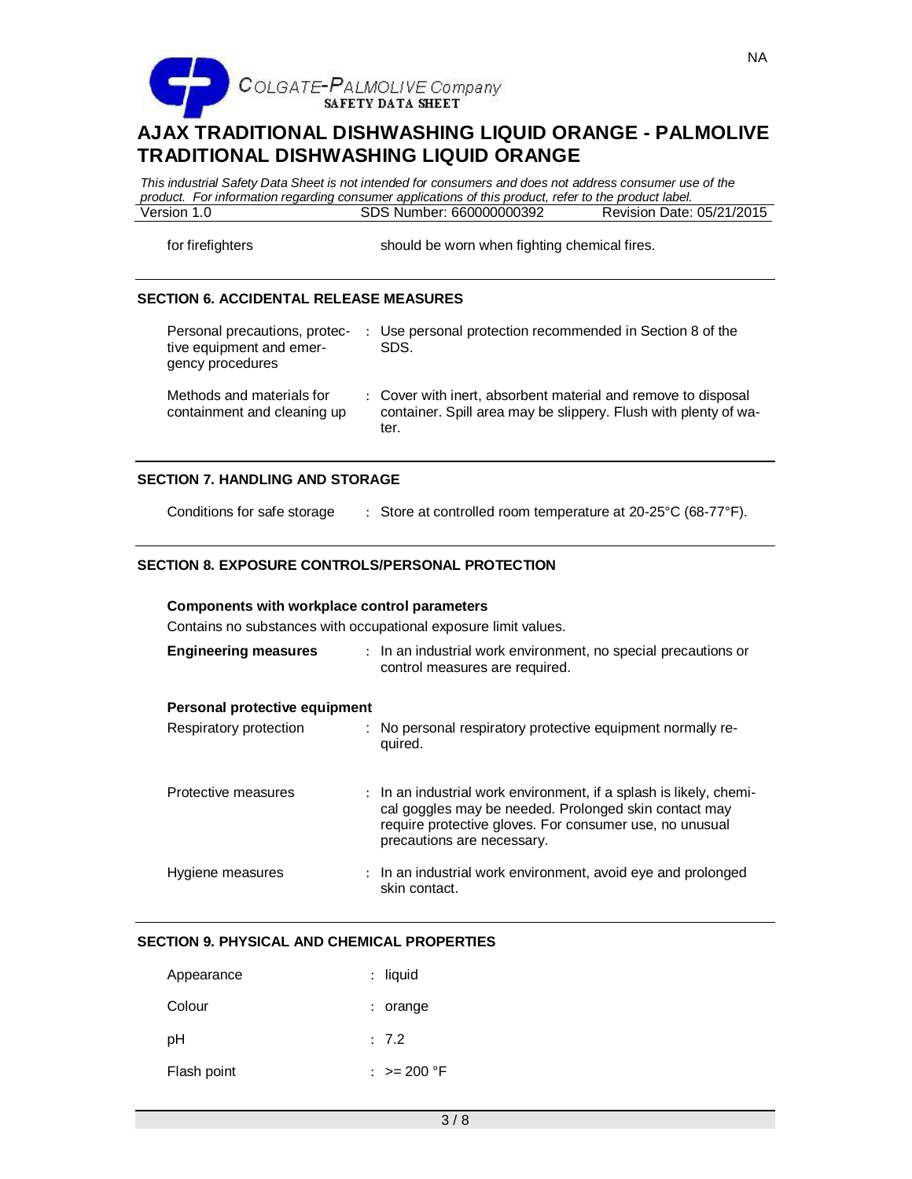| | |
|---|---|
| for firefighters | should be worn when fighting chemical fires. |

## SECTION 6. ACCIDENTAL RELEASE MEASURES

| | |
|---|---|
| Personal precautions, protective equipment and emergency procedures | : Use personal protection recommended in Section 8 of the SDS. |
| Methods and materials for containment and cleaning up | : Cover with inert, absorbent material and remove to disposal container. Spill area may be slippery. Flush with plenty of water. |

## SECTION 7. HANDLING AND STORAGE

| | |
|---|---|
| Conditions for safe storage | : Store at controlled room temperature at 20-25°C (68-77°F). |

## SECTION 8. EXPOSURE CONTROLS/PERSONAL PROTECTION

**Components with workplace control parameters**

Contains no substances with occupational exposure limit values.

| | |
|---|---|
| **Engineering measures** | : In an industrial work environment, no special precautions or control measures are required. |

**Personal protective equipment**

| | |
|---|---|
| Respiratory protection | : No personal respiratory protective equipment normally required. |
| Protective measures | : In an industrial work environment, if a splash is likely, chemical goggles may be needed. Prolonged skin contact may require protective gloves. For consumer use, no unusual precautions are necessary. |
| Hygiene measures | : In an industrial work environment, avoid eye and prolonged skin contact. |

## SECTION 9. PHYSICAL AND CHEMICAL PROPERTIES

| | |
|---|---|
| Appearance | : liquid |
| Colour | : orange |
| pH | : 7.2 |
| Flash point | : >= 200 °F |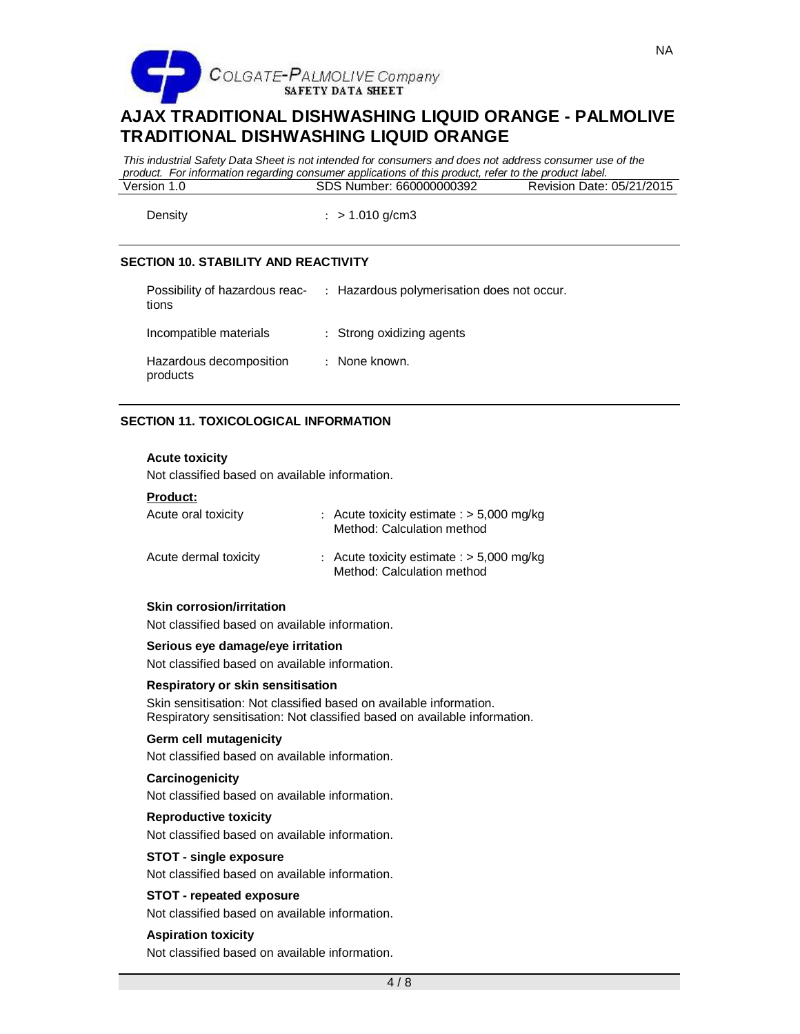| | |
|---|---|
| Density | : > 1.010 g/cm3 |

## SECTION 10. STABILITY AND REACTIVITY

| | |
|---|---|
| Possibility of hazardous reactions | : Hazardous polymerisation does not occur. |
| Incompatible materials | : Strong oxidizing agents |
| Hazardous decomposition products | : None known. |

## SECTION 11. TOXICOLOGICAL INFORMATION

**Acute toxicity**

Not classified based on available information.

**Product:**

| | |
|---|---|
| Acute oral toxicity | : Acute toxicity estimate : > 5,000 mg/kg<br>Method: Calculation method |
| Acute dermal toxicity | : Acute toxicity estimate : > 5,000 mg/kg<br>Method: Calculation method |

**Skin corrosion/irritation**

Not classified based on available information.

**Serious eye damage/eye irritation**

Not classified based on available information.

**Respiratory or skin sensitisation**

Skin sensitisation: Not classified based on available information.
Respiratory sensitisation: Not classified based on available information.

**Germ cell mutagenicity**

Not classified based on available information.

**Carcinogenicity**

Not classified based on available information.

**Reproductive toxicity**

Not classified based on available information.

**STOT - single exposure**

Not classified based on available information.

**STOT - repeated exposure**

Not classified based on available information.

**Aspiration toxicity**

Not classified based on available information.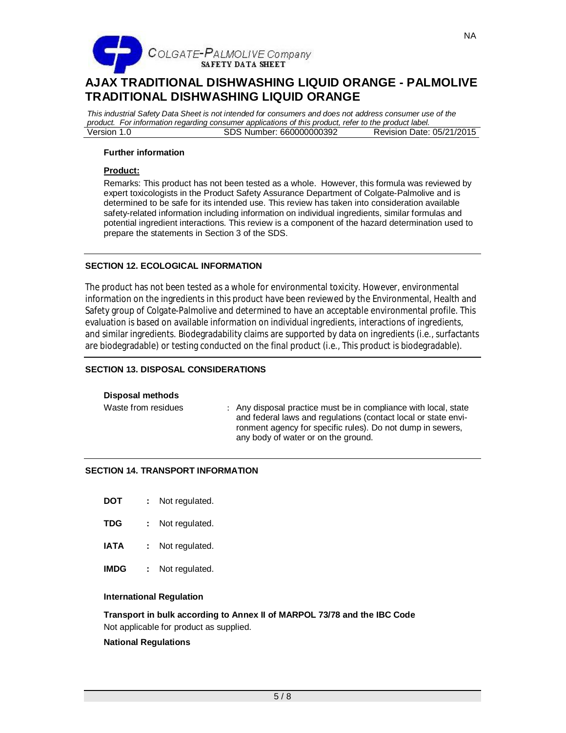#### Further information

**Product:**

Remarks: This product has not been tested as a whole. However, this formula was reviewed by expert toxicologists in the Product Safety Assurance Department of Colgate-Palmolive and is determined to be safe for its intended use. This review has taken into consideration available safety-related information including information on individual ingredients, similar formulas and potential ingredient interactions. This review is a component of the hazard determination used to prepare the statements in Section 3 of the SDS.

## SECTION 12. ECOLOGICAL INFORMATION

The product has not been tested as a whole for environmental toxicity. However, environmental information on the ingredients in this product have been reviewed by the Environmental, Health and Safety group of Colgate-Palmolive and determined to have an acceptable environmental profile. This evaluation is based on available information on individual ingredients, interactions of ingredients, and similar ingredients. Biodegradability claims are supported by data on ingredients (i.e., surfactants are biodegradable) or testing conducted on the final product (i.e., This product is biodegradable).

## SECTION 13. DISPOSAL CONSIDERATIONS

**Disposal methods**

Waste from residues : Any disposal practice must be in compliance with local, state and federal laws and regulations (contact local or state environment agency for specific rules). Do not dump in sewers, any body of water or on the ground.

## SECTION 14. TRANSPORT INFORMATION

**DOT** : Not regulated.

**TDG** : Not regulated.

**IATA** : Not regulated.

**IMDG** : Not regulated.

**International Regulation**

**Transport in bulk according to Annex II of MARPOL 73/78 and the IBC Code**

Not applicable for product as supplied.

**National Regulations**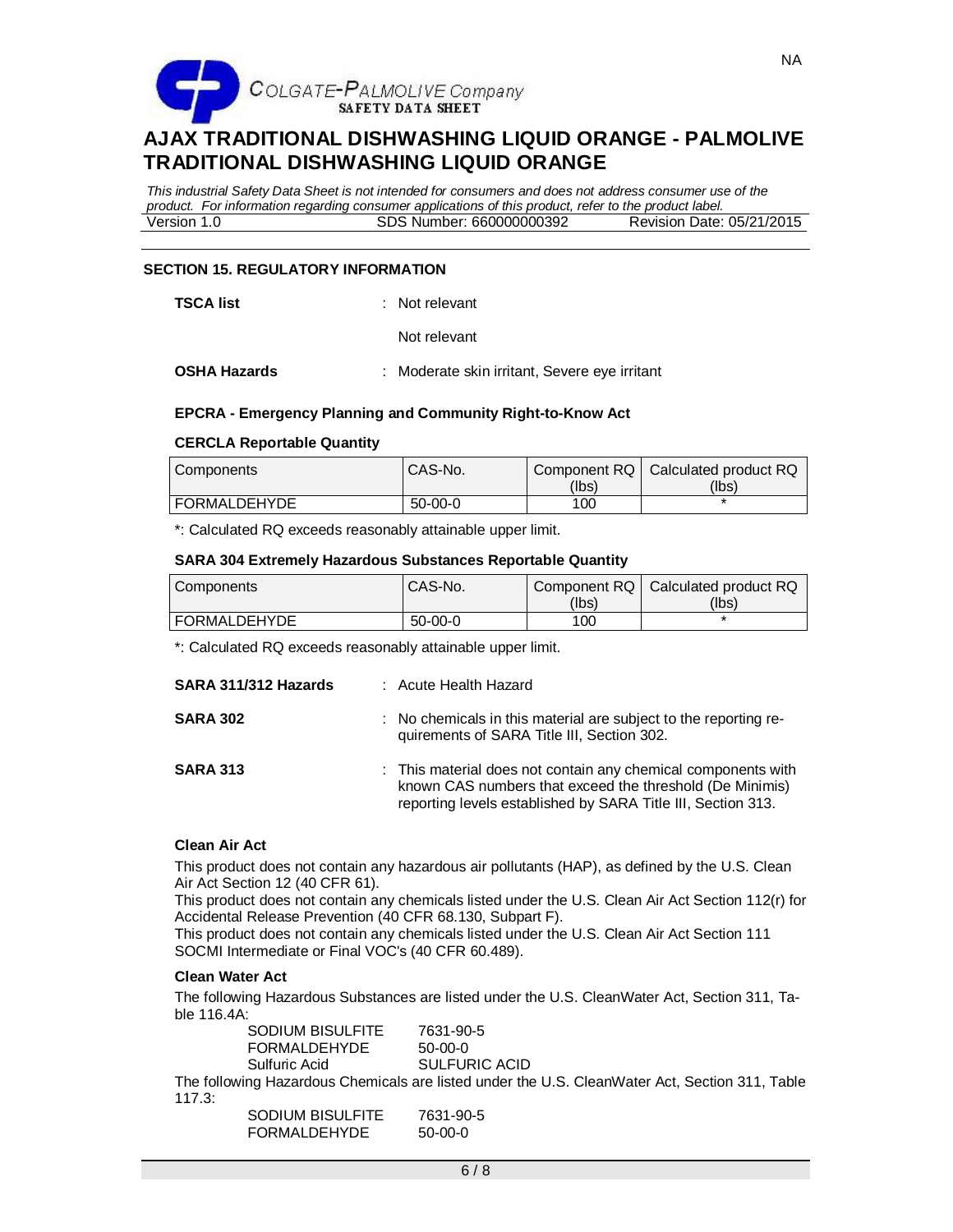## SECTION 15. REGULATORY INFORMATION

**TSCA list** : Not relevant

Not relevant

**OSHA Hazards** : Moderate skin irritant, Severe eye irritant

### EPCRA - Emergency Planning and Community Right-to-Know Act

**CERCLA Reportable Quantity**

| Components | CAS-No. | Component RQ (lbs) | Calculated product RQ (lbs) |
|---|---|---|---|
| FORMALDEHYDE | 50-00-0 | 100 | * |

*: Calculated RQ exceeds reasonably attainable upper limit.

**SARA 304 Extremely Hazardous Substances Reportable Quantity**

| Components | CAS-No. | Component RQ (lbs) | Calculated product RQ (lbs) |
|---|---|---|---|
| FORMALDEHYDE | 50-00-0 | 100 | * |

*: Calculated RQ exceeds reasonably attainable upper limit.

**SARA 311/312 Hazards** : Acute Health Hazard

**SARA 302** : No chemicals in this material are subject to the reporting requirements of SARA Title III, Section 302.

**SARA 313** : This material does not contain any chemical components with known CAS numbers that exceed the threshold (De Minimis) reporting levels established by SARA Title III, Section 313.

**Clean Air Act**

This product does not contain any hazardous air pollutants (HAP), as defined by the U.S. Clean Air Act Section 12 (40 CFR 61).
This product does not contain any chemicals listed under the U.S. Clean Air Act Section 112(r) for Accidental Release Prevention (40 CFR 68.130, Subpart F).
This product does not contain any chemicals listed under the U.S. Clean Air Act Section 111 SOCMI Intermediate or Final VOC's (40 CFR 60.489).

**Clean Water Act**

The following Hazardous Substances are listed under the U.S. CleanWater Act, Section 311, Table 116.4A:

SODIUM BISULFITE 7631-90-5
FORMALDEHYDE 50-00-0
Sulfuric Acid SULFURIC ACID

The following Hazardous Chemicals are listed under the U.S. CleanWater Act, Section 311, Table 117.3:

SODIUM BISULFITE 7631-90-5
FORMALDEHYDE 50-00-0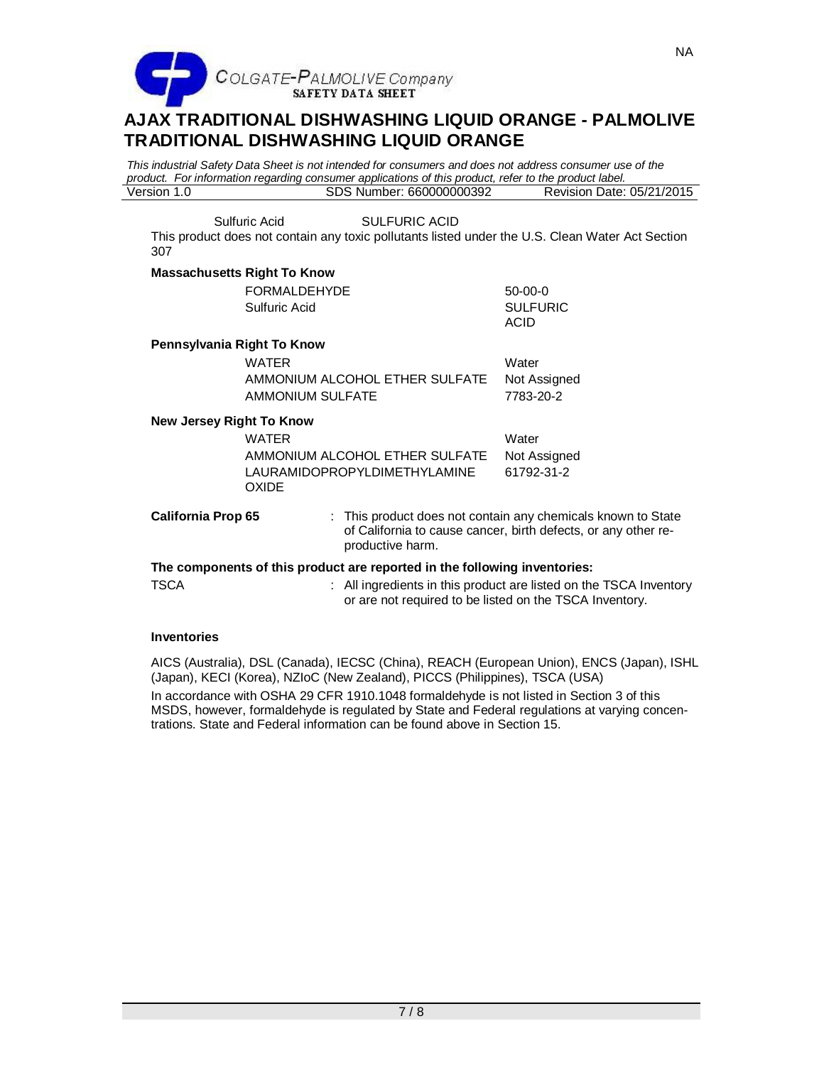Sulfuric Acid SULFURIC ACID

This product does not contain any toxic pollutants listed under the U.S. Clean Water Act Section 307

**Massachusetts Right To Know**

| | |
|---|---|
| FORMALDEHYDE | 50-00-0 |
| Sulfuric Acid | SULFURIC ACID |

**Pennsylvania Right To Know**

| | |
|---|---|
| WATER | Water |
| AMMONIUM ALCOHOL ETHER SULFATE | Not Assigned |
| AMMONIUM SULFATE | 7783-20-2 |

**New Jersey Right To Know**

| | |
|---|---|
| WATER | Water |
| AMMONIUM ALCOHOL ETHER SULFATE | Not Assigned |
| LAURAMIDOPROPYLDIMETHYLAMINE OXIDE | 61792-31-2 |

**California Prop 65** : This product does not contain any chemicals known to State of California to cause cancer, birth defects, or any other reproductive harm.

**The components of this product are reported in the following inventories:**

TSCA : All ingredients in this product are listed on the TSCA Inventory or are not required to be listed on the TSCA Inventory.

**Inventories**

AICS (Australia), DSL (Canada), IECSC (China), REACH (European Union), ENCS (Japan), ISHL (Japan), KECI (Korea), NZIoC (New Zealand), PICCS (Philippines), TSCA (USA)

In accordance with OSHA 29 CFR 1910.1048 formaldehyde is not listed in Section 3 of this MSDS, however, formaldehyde is regulated by State and Federal regulations at varying concentrations. State and Federal information can be found above in Section 15.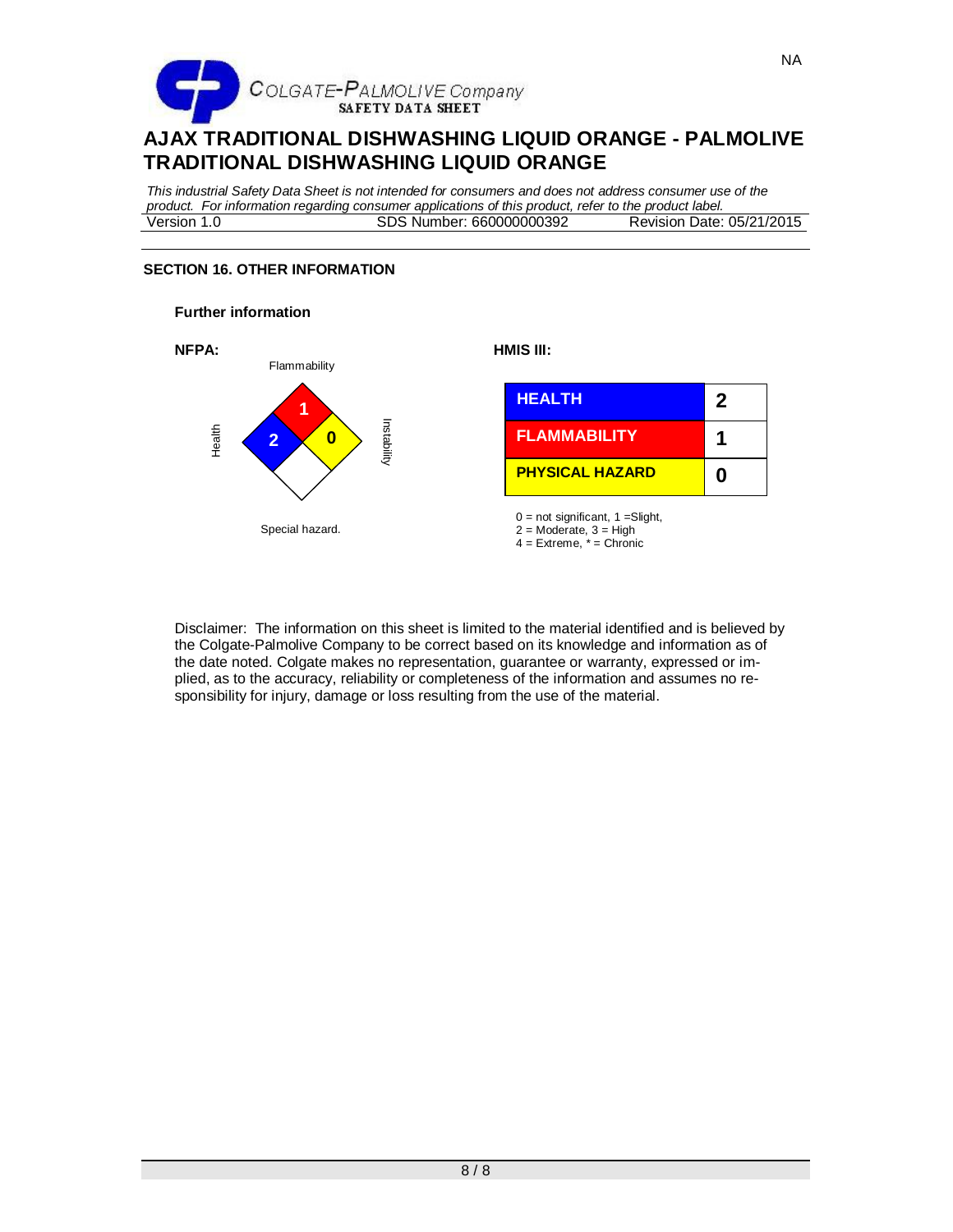# AJAX TRADITIONAL DISHWASHING LIQUID ORANGE - PALMOLIVE TRADITIONAL DISHWASHING LIQUID ORANGE

*This industrial Safety Data Sheet is not intended for consumers and does not address consumer use of the product. For information regarding consumer applications of this product, refer to the product label.*

Version 1.0    SDS Number: 660000000392    Revision Date: 05/21/2015

## SECTION 16. OTHER INFORMATION

### Further information

**NFPA:**

Flammability
1
Health
2
Instability
0
Special hazard.

**HMIS III:**

| | |
|---|---|
| HEALTH | 2 |
| FLAMMABILITY | 1 |
| PHYSICAL HAZARD | 0 |

0 = not significant, 1 =Slight,
2 = Moderate, 3 = High
4 = Extreme, * = Chronic

Disclaimer: The information on this sheet is limited to the material identified and is believed by the Colgate-Palmolive Company to be correct based on its knowledge and information as of the date noted. Colgate makes no representation, guarantee or warranty, expressed or implied, as to the accuracy, reliability or completeness of the information and assumes no responsibility for injury, damage or loss resulting from the use of the material.